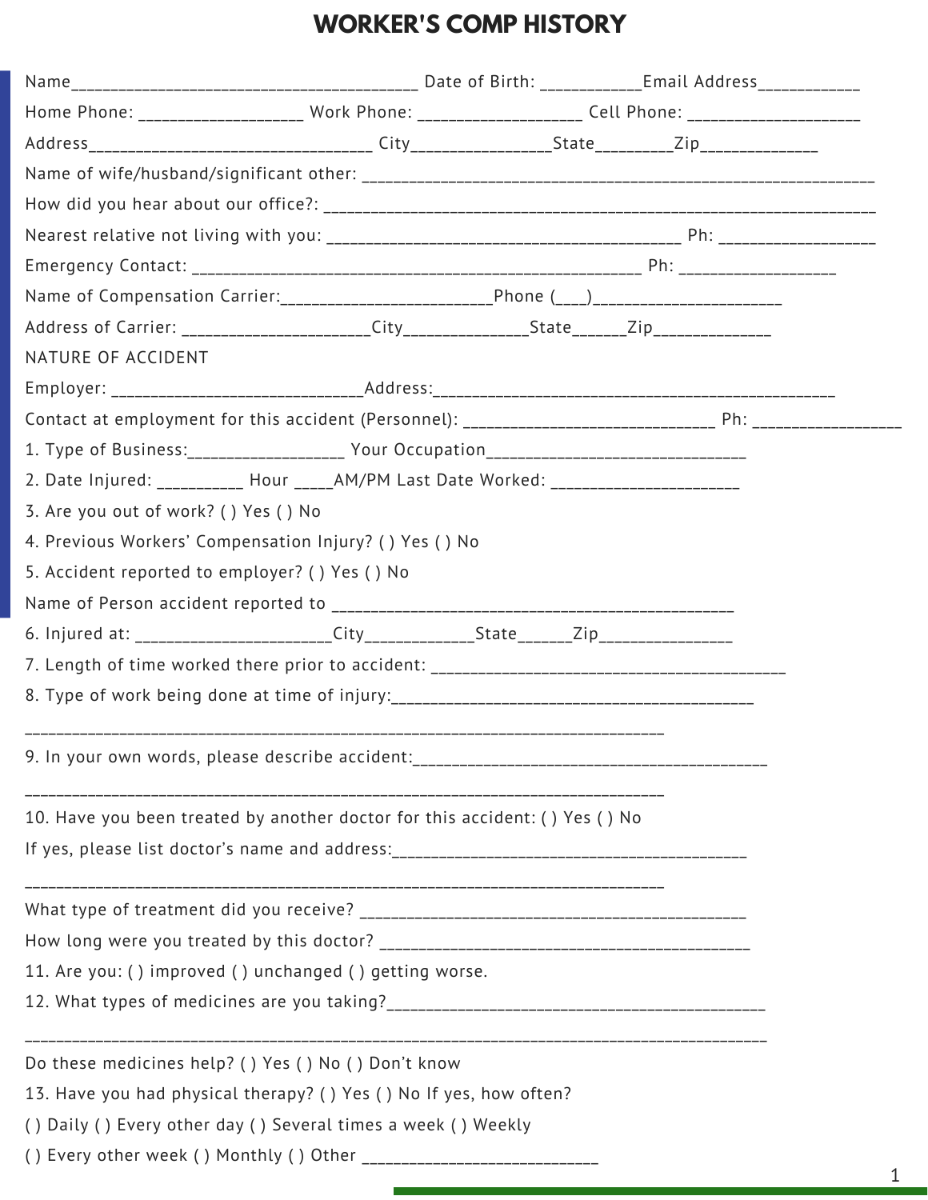# WORKER'S COMP HISTORY

Name________________________________________ Date of Birth: ___________Email Address___________

Home Phone: __________________ Work Phone: __________________ Cell Phone: ___________________

Address________________________________ City_______________State________Zip_____________

Name of wife/husband/significant other: __________________________________________________________

How did you hear about our office?: _____________________________________________________________

Nearest relative not living with you: ________________________________________ Ph: _________________

Emergency Contact: ___________________________________________________ Ph: _________________

Name of Compensation Carrier:________________________Phone (___)_____________________

Address of Carrier: _____________________City______________State______Zip_____________

NATURE OF ACCIDENT

Employer: ____________________________Address:_____________________________________________

Contact at employment for this accident (Personnel): ____________________________ Ph: ________________

1. Type of Business:_________________ Your Occupation_____________________________

2. Date Injured: __________ Hour _____AM/PM Last Date Worked: _____________________

3. Are you out of work? ( ) Yes ( ) No

4. Previous Workers' Compensation Injury? ( ) Yes ( ) No

5. Accident reported to employer? ( ) Yes ( ) No

Name of Person accident reported to _____________________________________________

6. Injured at: ______________________City____________State______Zip_______________

7. Length of time worked there prior to accident: _________________________________________

8. Type of work being done at time of injury:__________________________________________

__________________________________________________________________________

9. In your own words, please describe accident:________________________________________

__________________________________________________________________________

10. Have you been treated by another doctor for this accident: ( ) Yes ( ) No

If yes, please list doctor's name and address:_______________________________________

__________________________________________________________________________

What type of treatment did you receive? _____________________________________________

How long were you treated by this doctor? ____________________________________________

11. Are you: ( ) improved ( ) unchanged ( ) getting worse.

12. What types of medicines are you taking?___________________________________________

____________________________________________________________________________________

Do these medicines help? ( ) Yes ( ) No ( ) Don't know

13. Have you had physical therapy? ( ) Yes ( ) No If yes, how often?

( ) Daily ( ) Every other day ( ) Several times a week ( ) Weekly

( ) Every other week ( ) Monthly ( ) Other ___________________________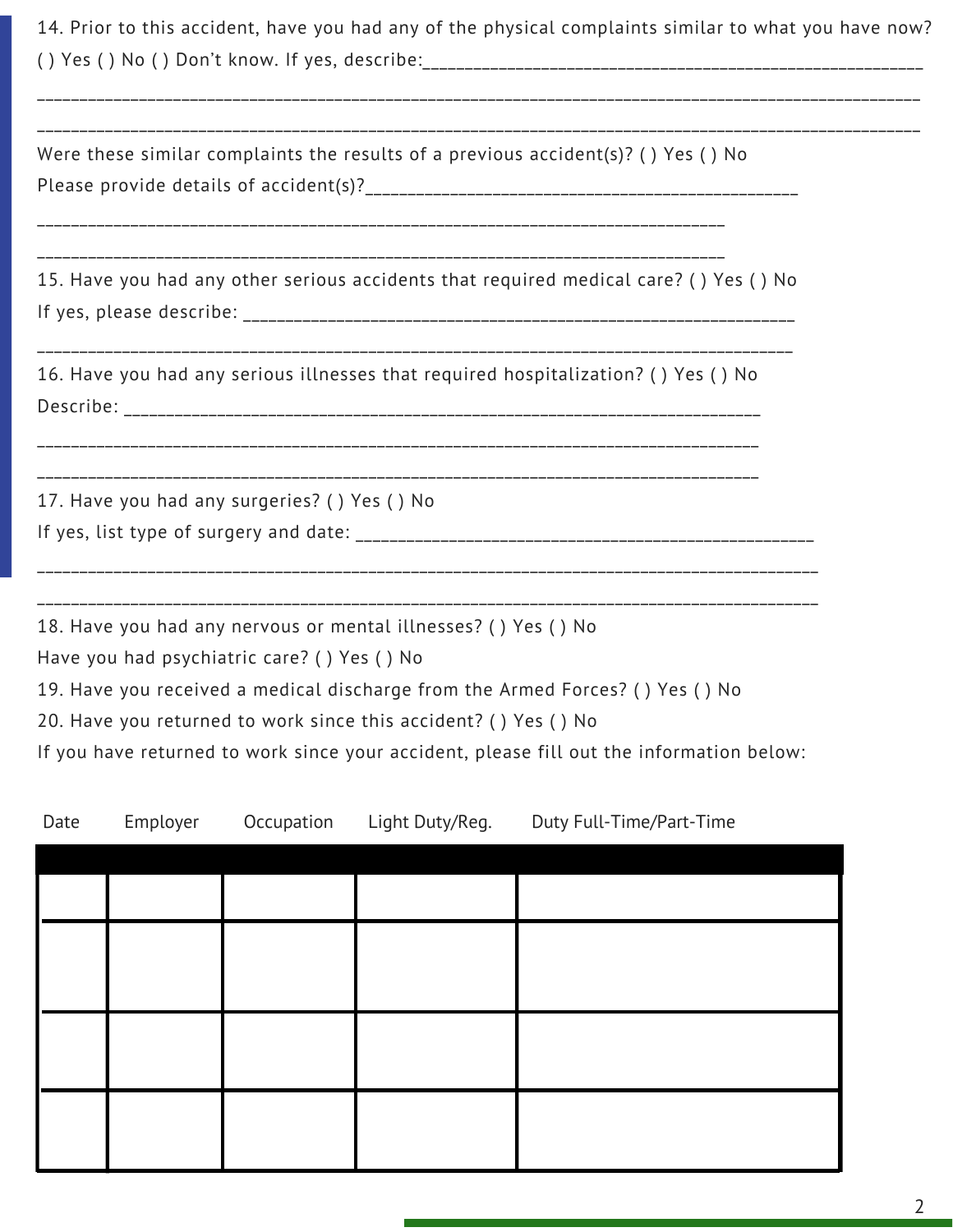14. Prior to this accident, have you had any of the physical complaints similar to what you have now? ( ) Yes ( ) No ( ) Don't know. If yes, describe:\_\_\_\_\_\_\_\_\_\_\_\_\_\_\_\_\_\_\_\_\_\_\_\_\_\_\_\_\_\_\_\_\_\_\_\_\_\_\_\_\_\_\_\_\_\_\_\_\_\_\_\_\_\_\_\_\_\_

\_\_\_\_\_\_\_\_\_\_\_\_\_\_\_\_\_\_\_\_\_\_\_\_\_\_\_\_\_\_\_\_\_\_\_\_\_\_\_\_\_\_\_\_\_\_\_\_\_\_\_\_\_\_\_\_\_\_\_\_\_\_\_\_\_\_\_\_\_\_\_\_\_\_\_\_\_\_\_\_\_\_\_\_\_\_\_\_\_\_\_\_\_\_\_\_\_\_

\_\_\_\_\_\_\_\_\_\_\_\_\_\_\_\_\_\_\_\_\_\_\_\_\_\_\_\_\_\_\_\_\_\_\_\_\_\_\_\_\_\_\_\_\_\_\_\_\_\_\_\_\_\_\_\_\_\_\_\_\_\_\_\_\_\_\_\_\_\_\_\_\_\_\_\_\_\_\_\_\_\_\_\_\_\_\_\_\_\_\_\_\_\_\_\_\_\_

Were these similar complaints the results of a previous accident(s)? ( ) Yes ( ) No

Please provide details of accident(s)?\_\_\_\_\_\_\_\_\_\_\_\_\_\_\_\_\_\_\_\_\_\_\_\_\_\_\_\_\_\_\_\_\_\_\_\_\_\_\_\_\_\_\_\_\_\_\_\_

\_\_\_\_\_\_\_\_\_\_\_\_\_\_\_\_\_\_\_\_\_\_\_\_\_\_\_\_\_\_\_\_\_\_\_\_\_\_\_\_\_\_\_\_\_\_\_\_\_\_\_\_\_\_\_\_\_\_\_\_\_\_\_\_\_\_\_\_\_\_\_\_\_\_\_\_\_\_

\_\_\_\_\_\_\_\_\_\_\_\_\_\_\_\_\_\_\_\_\_\_\_\_\_\_\_\_\_\_\_\_\_\_\_\_\_\_\_\_\_\_\_\_\_\_\_\_\_\_\_\_\_\_\_\_\_\_\_\_\_\_\_\_\_\_\_\_\_\_\_\_\_\_\_\_\_\_

15. Have you had any other serious accidents that required medical care? ( ) Yes ( ) No

If yes, please describe: \_\_\_\_\_\_\_\_\_\_\_\_\_\_\_\_\_\_\_\_\_\_\_\_\_\_\_\_\_\_\_\_\_\_\_\_\_\_\_\_\_\_\_\_\_\_\_\_\_\_\_\_\_\_\_\_\_\_\_\_\_\_

\_\_\_\_\_\_\_\_\_\_\_\_\_\_\_\_\_\_\_\_\_\_\_\_\_\_\_\_\_\_\_\_\_\_\_\_\_\_\_\_\_\_\_\_\_\_\_\_\_\_\_\_\_\_\_\_\_\_\_\_\_\_\_\_\_\_\_\_\_\_\_\_\_\_\_\_\_\_\_\_\_\_\_\_\_\_\_

16. Have you had any serious illnesses that required hospitalization? ( ) Yes ( ) No

Describe: \_\_\_\_\_\_\_\_\_\_\_\_\_\_\_\_\_\_\_\_\_\_\_\_\_\_\_\_\_\_\_\_\_\_\_\_\_\_\_\_\_\_\_\_\_\_\_\_\_\_\_\_\_\_\_\_\_\_\_\_\_\_\_\_\_\_\_\_\_\_\_\_\_

\_\_\_\_\_\_\_\_\_\_\_\_\_\_\_\_\_\_\_\_\_\_\_\_\_\_\_\_\_\_\_\_\_\_\_\_\_\_\_\_\_\_\_\_\_\_\_\_\_\_\_\_\_\_\_\_\_\_\_\_\_\_\_\_\_\_\_\_\_\_\_\_\_\_\_\_\_\_\_\_\_\_\_\_\_

\_\_\_\_\_\_\_\_\_\_\_\_\_\_\_\_\_\_\_\_\_\_\_\_\_\_\_\_\_\_\_\_\_\_\_\_\_\_\_\_\_\_\_\_\_\_\_\_\_\_\_\_\_\_\_\_\_\_\_\_\_\_\_\_\_\_\_\_\_\_\_\_\_\_\_\_\_\_\_\_\_\_\_\_\_

17. Have you had any surgeries? ( ) Yes ( ) No

If yes, list type of surgery and date: \_\_\_\_\_\_\_\_\_\_\_\_\_\_\_\_\_\_\_\_\_\_\_\_\_\_\_\_\_\_\_\_\_\_\_\_\_\_\_\_\_\_\_\_\_\_\_\_\_\_\_\_\_

\_\_\_\_\_\_\_\_\_\_\_\_\_\_\_\_\_\_\_\_\_\_\_\_\_\_\_\_\_\_\_\_\_\_\_\_\_\_\_\_\_\_\_\_\_\_\_\_\_\_\_\_\_\_\_\_\_\_\_\_\_\_\_\_\_\_\_\_\_\_\_\_\_\_\_\_\_\_\_\_\_\_\_\_\_\_\_\_\_\_\_\_

\_\_\_\_\_\_\_\_\_\_\_\_\_\_\_\_\_\_\_\_\_\_\_\_\_\_\_\_\_\_\_\_\_\_\_\_\_\_\_\_\_\_\_\_\_\_\_\_\_\_\_\_\_\_\_\_\_\_\_\_\_\_\_\_\_\_\_\_\_\_\_\_\_\_\_\_\_\_\_\_\_\_\_\_\_\_\_\_\_\_\_\_

18. Have you had any nervous or mental illnesses? ( ) Yes ( ) No

Have you had psychiatric care? ( ) Yes ( ) No

19. Have you received a medical discharge from the Armed Forces? ( ) Yes ( ) No

20. Have you returned to work since this accident? ( ) Yes ( ) No

If you have returned to work since your accident, please fill out the information below:

| Date | Employer | Occupation | Light Duty/Reg. | Duty Full-Time/Part-Time |
|---|---|---|---|---|
| | | | | |
| | | | | |
| | | | | |
| | | | | |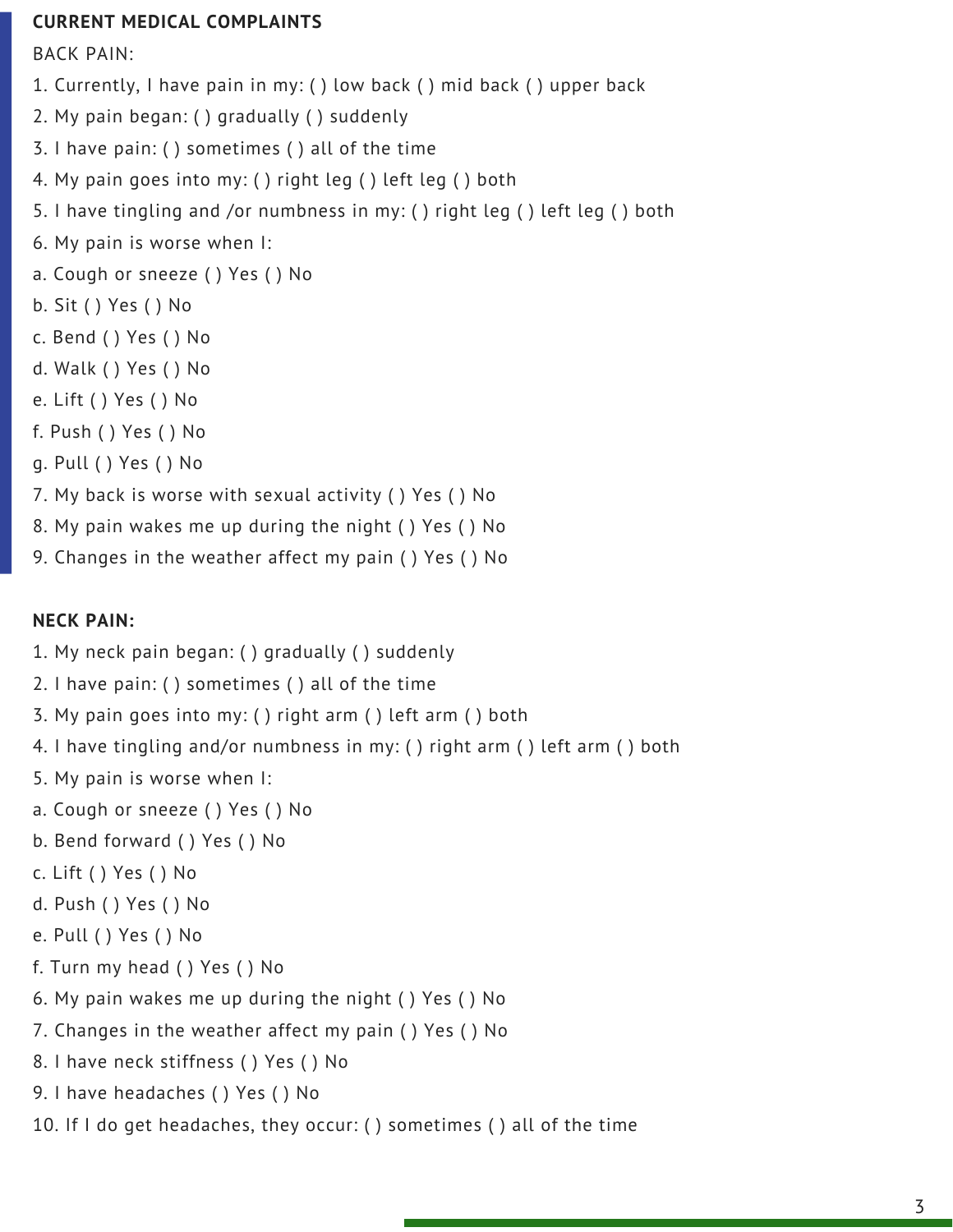**CURRENT MEDICAL COMPLAINTS**

BACK PAIN:

1. Currently, I have pain in my: ( ) low back ( ) mid back ( ) upper back
2. My pain began: ( ) gradually ( ) suddenly
3. I have pain: ( ) sometimes ( ) all of the time
4. My pain goes into my: ( ) right leg ( ) left leg ( ) both
5. I have tingling and /or numbness in my: ( ) right leg ( ) left leg ( ) both
6. My pain is worse when I:

a. Cough or sneeze ( ) Yes ( ) No

b. Sit ( ) Yes ( ) No

c. Bend ( ) Yes ( ) No

d. Walk ( ) Yes ( ) No

e. Lift ( ) Yes ( ) No

f. Push ( ) Yes ( ) No

g. Pull ( ) Yes ( ) No

7. My back is worse with sexual activity ( ) Yes ( ) No
8. My pain wakes me up during the night ( ) Yes ( ) No
9. Changes in the weather affect my pain ( ) Yes ( ) No

**NECK PAIN:**

1. My neck pain began: ( ) gradually ( ) suddenly
2. I have pain: ( ) sometimes ( ) all of the time
3. My pain goes into my: ( ) right arm ( ) left arm ( ) both
4. I have tingling and/or numbness in my: ( ) right arm ( ) left arm ( ) both
5. My pain is worse when I:

a. Cough or sneeze ( ) Yes ( ) No

b. Bend forward ( ) Yes ( ) No

c. Lift ( ) Yes ( ) No

d. Push ( ) Yes ( ) No

e. Pull ( ) Yes ( ) No

f. Turn my head ( ) Yes ( ) No

6. My pain wakes me up during the night ( ) Yes ( ) No
7. Changes in the weather affect my pain ( ) Yes ( ) No
8. I have neck stiffness ( ) Yes ( ) No
9. I have headaches ( ) Yes ( ) No
10. If I do get headaches, they occur: ( ) sometimes ( ) all of the time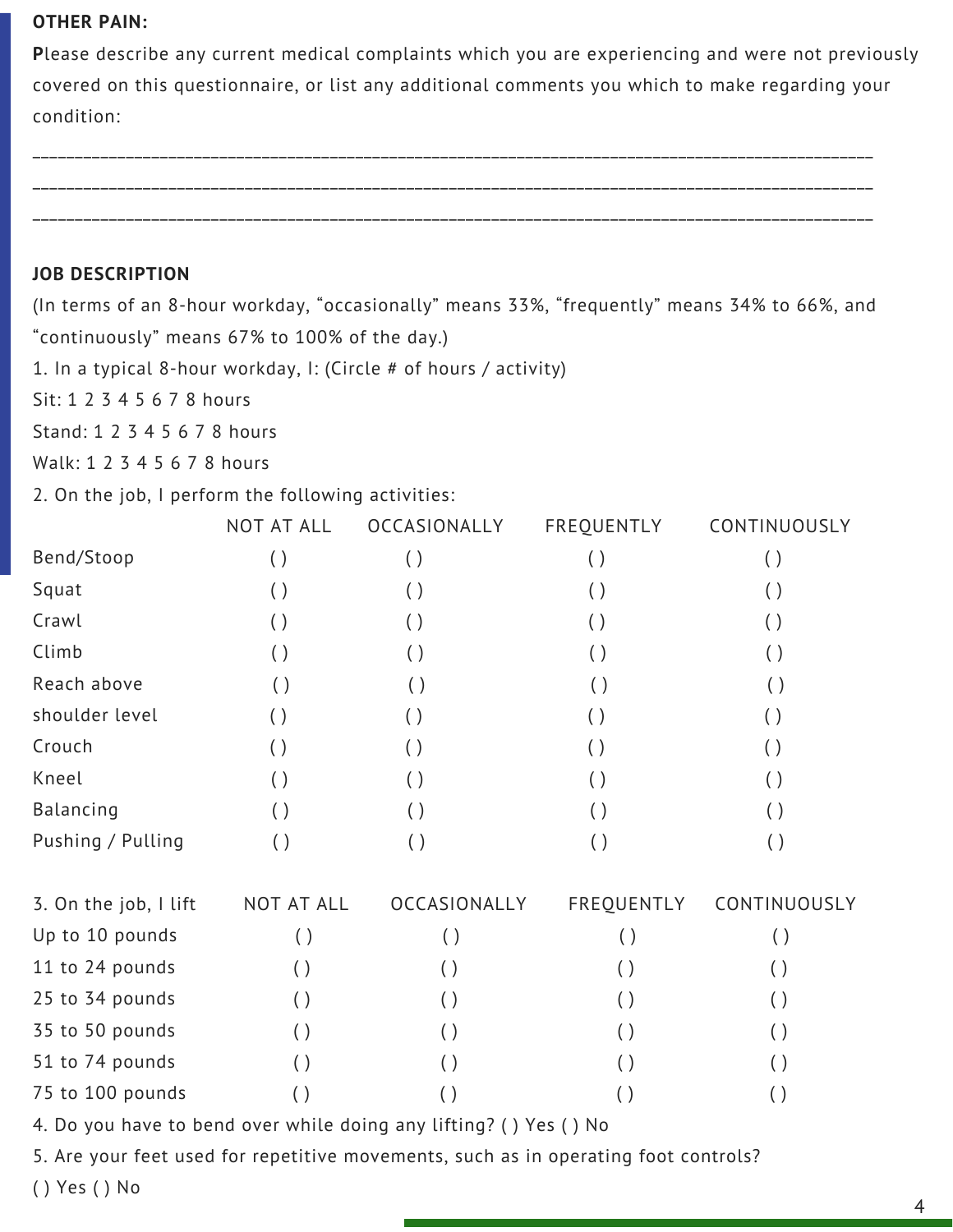**OTHER PAIN:**

**P**lease describe any current medical complaints which you are experiencing and were not previously covered on this questionnaire, or list any additional comments you which to make regarding your condition:

_______________________________________________________________________________________

_______________________________________________________________________________________

_______________________________________________________________________________________

**JOB DESCRIPTION**

(In terms of an 8-hour workday, “occasionally” means 33%, “frequently” means 34% to 66%, and “continuously” means 67% to 100% of the day.)

1. In a typical 8-hour workday, I: (Circle # of hours / activity)

Sit: 1 2 3 4 5 6 7 8 hours

Stand: 1 2 3 4 5 6 7 8 hours

Walk: 1 2 3 4 5 6 7 8 hours

2. On the job, I perform the following activities:

| | NOT AT ALL | OCCASIONALLY | FREQUENTLY | CONTINUOUSLY |
|---|---|---|---|---|
| Bend/Stoop | ( ) | ( ) | ( ) | ( ) |
| Squat | ( ) | ( ) | ( ) | ( ) |
| Crawl | ( ) | ( ) | ( ) | ( ) |
| Climb | ( ) | ( ) | ( ) | ( ) |
| Reach above | ( ) | ( ) | ( ) | ( ) |
| shoulder level | ( ) | ( ) | ( ) | ( ) |
| Crouch | ( ) | ( ) | ( ) | ( ) |
| Kneel | ( ) | ( ) | ( ) | ( ) |
| Balancing | ( ) | ( ) | ( ) | ( ) |
| Pushing / Pulling | ( ) | ( ) | ( ) | ( ) |

| 3. On the job, I lift | NOT AT ALL | OCCASIONALLY | FREQUENTLY | CONTINUOUSLY |
|---|---|---|---|---|
| Up to 10 pounds | ( ) | ( ) | ( ) | ( ) |
| 11 to 24 pounds | ( ) | ( ) | ( ) | ( ) |
| 25 to 34 pounds | ( ) | ( ) | ( ) | ( ) |
| 35 to 50 pounds | ( ) | ( ) | ( ) | ( ) |
| 51 to 74 pounds | ( ) | ( ) | ( ) | ( ) |
| 75 to 100 pounds | ( ) | ( ) | ( ) | ( ) |

4. Do you have to bend over while doing any lifting? ( ) Yes ( ) No

5. Are your feet used for repetitive movements, such as in operating foot controls?

( ) Yes ( ) No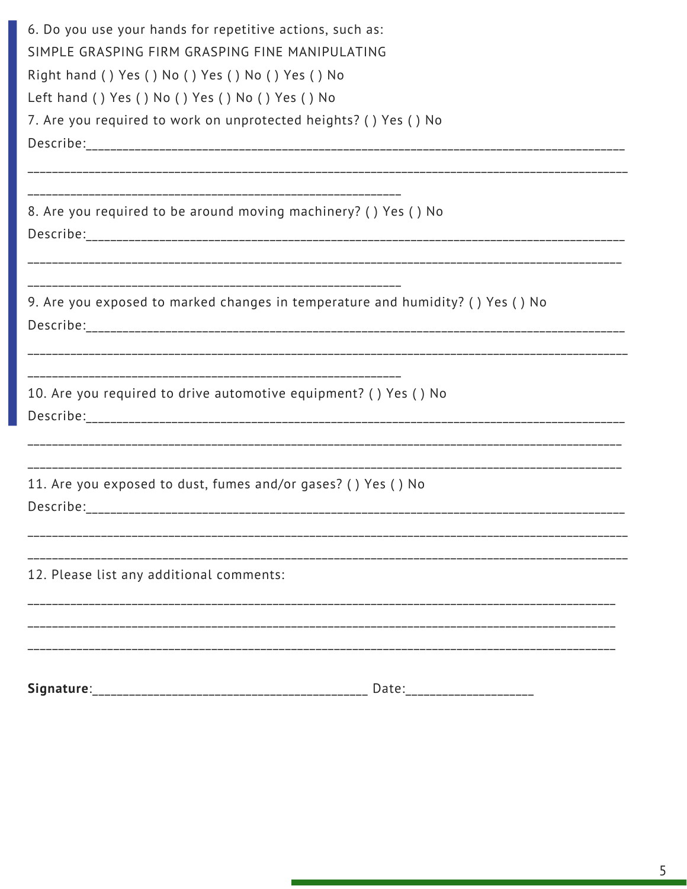6. Do you use your hands for repetitive actions, such as:

SIMPLE GRASPING FIRM GRASPING FINE MANIPULATING

Right hand ( ) Yes ( ) No ( ) Yes ( ) No ( ) Yes ( ) No

Left hand ( ) Yes ( ) No ( ) Yes ( ) No ( ) Yes ( ) No

7. Are you required to work on unprotected heights? ( ) Yes ( ) No

Describe:_______________________________________________________________________________

_______________________________________________________________________________________________

__________________________________________________________

8. Are you required to be around moving machinery? ( ) Yes ( ) No

Describe:_______________________________________________________________________________

_______________________________________________________________________________________________

__________________________________________________________

9. Are you exposed to marked changes in temperature and humidity? ( ) Yes ( ) No

Describe:_______________________________________________________________________________

_______________________________________________________________________________________________

__________________________________________________________

10. Are you required to drive automotive equipment? ( ) Yes ( ) No

Describe:_______________________________________________________________________________

_______________________________________________________________________________________________

_______________________________________________________________________________________________

11. Are you exposed to dust, fumes and/or gases? ( ) Yes ( ) No

Describe:_______________________________________________________________________________

_______________________________________________________________________________________________

_______________________________________________________________________________________________

12. Please list any additional comments:

_______________________________________________________________________________________________

_______________________________________________________________________________________________

_______________________________________________________________________________________________

**Signature**:__________________________________________ Date:__________________